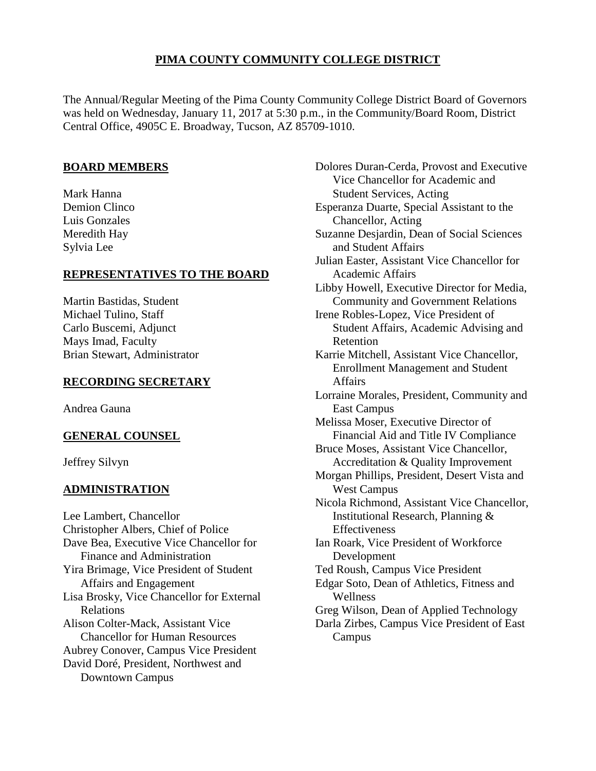# PIMA COUNTY COMMUNITY COLLEGE DISTRICT

The Annual/Regular Meeting of the Pima County Community College District Board of Governors was held on Wednesday, January 11, 2017 at 5:30 p.m., in the Community/Board Room, District Central Office, 4905C E. Broadway, Tucson, AZ 85709-1010.

## BOARD MEMBERS

Mark Hanna
Demion Clinco
Luis Gonzales
Meredith Hay
Sylvia Lee

## REPRESENTATIVES TO THE BOARD

Martin Bastidas, Student
Michael Tulino, Staff
Carlo Buscemi, Adjunct
Mays Imad, Faculty
Brian Stewart, Administrator

## RECORDING SECRETARY

Andrea Gauna

## GENERAL COUNSEL

Jeffrey Silvyn

## ADMINISTRATION

Lee Lambert, Chancellor
Christopher Albers, Chief of Police
Dave Bea, Executive Vice Chancellor for Finance and Administration
Yira Brimage, Vice President of Student Affairs and Engagement
Lisa Brosky, Vice Chancellor for External Relations
Alison Colter-Mack, Assistant Vice Chancellor for Human Resources
Aubrey Conover, Campus Vice President
David Doré, President, Northwest and Downtown Campus
Dolores Duran-Cerda, Provost and Executive Vice Chancellor for Academic and Student Services, Acting
Esperanza Duarte, Special Assistant to the Chancellor, Acting
Suzanne Desjardin, Dean of Social Sciences and Student Affairs
Julian Easter, Assistant Vice Chancellor for Academic Affairs
Libby Howell, Executive Director for Media, Community and Government Relations
Irene Robles-Lopez, Vice President of Student Affairs, Academic Advising and Retention
Karrie Mitchell, Assistant Vice Chancellor, Enrollment Management and Student Affairs
Lorraine Morales, President, Community and East Campus
Melissa Moser, Executive Director of Financial Aid and Title IV Compliance
Bruce Moses, Assistant Vice Chancellor, Accreditation & Quality Improvement
Morgan Phillips, President, Desert Vista and West Campus
Nicola Richmond, Assistant Vice Chancellor, Institutional Research, Planning & Effectiveness
Ian Roark, Vice President of Workforce Development
Ted Roush, Campus Vice President
Edgar Soto, Dean of Athletics, Fitness and Wellness
Greg Wilson, Dean of Applied Technology
Darla Zirbes, Campus Vice President of East Campus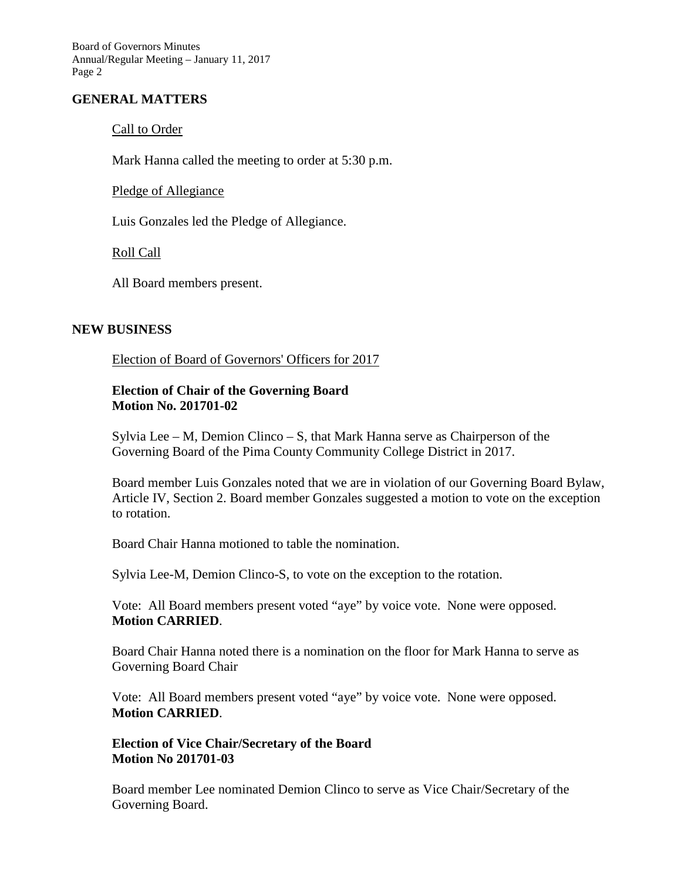## GENERAL MATTERS

Call to Order

Mark Hanna called the meeting to order at 5:30 p.m.

Pledge of Allegiance

Luis Gonzales led the Pledge of Allegiance.

Roll Call

All Board members present.

## NEW BUSINESS

Election of Board of Governors' Officers for 2017

**Election of Chair of the Governing Board**
**Motion No. 201701-02**

Sylvia Lee – M, Demion Clinco – S, that Mark Hanna serve as Chairperson of the Governing Board of the Pima County Community College District in 2017.

Board member Luis Gonzales noted that we are in violation of our Governing Board Bylaw, Article IV, Section 2. Board member Gonzales suggested a motion to vote on the exception to rotation.

Board Chair Hanna motioned to table the nomination.

Sylvia Lee-M, Demion Clinco-S, to vote on the exception to the rotation.

Vote: All Board members present voted "aye" by voice vote. None were opposed.
**Motion CARRIED**.

Board Chair Hanna noted there is a nomination on the floor for Mark Hanna to serve as Governing Board Chair

Vote: All Board members present voted "aye" by voice vote. None were opposed.
**Motion CARRIED**.

**Election of Vice Chair/Secretary of the Board**
**Motion No 201701-03**

Board member Lee nominated Demion Clinco to serve as Vice Chair/Secretary of the Governing Board.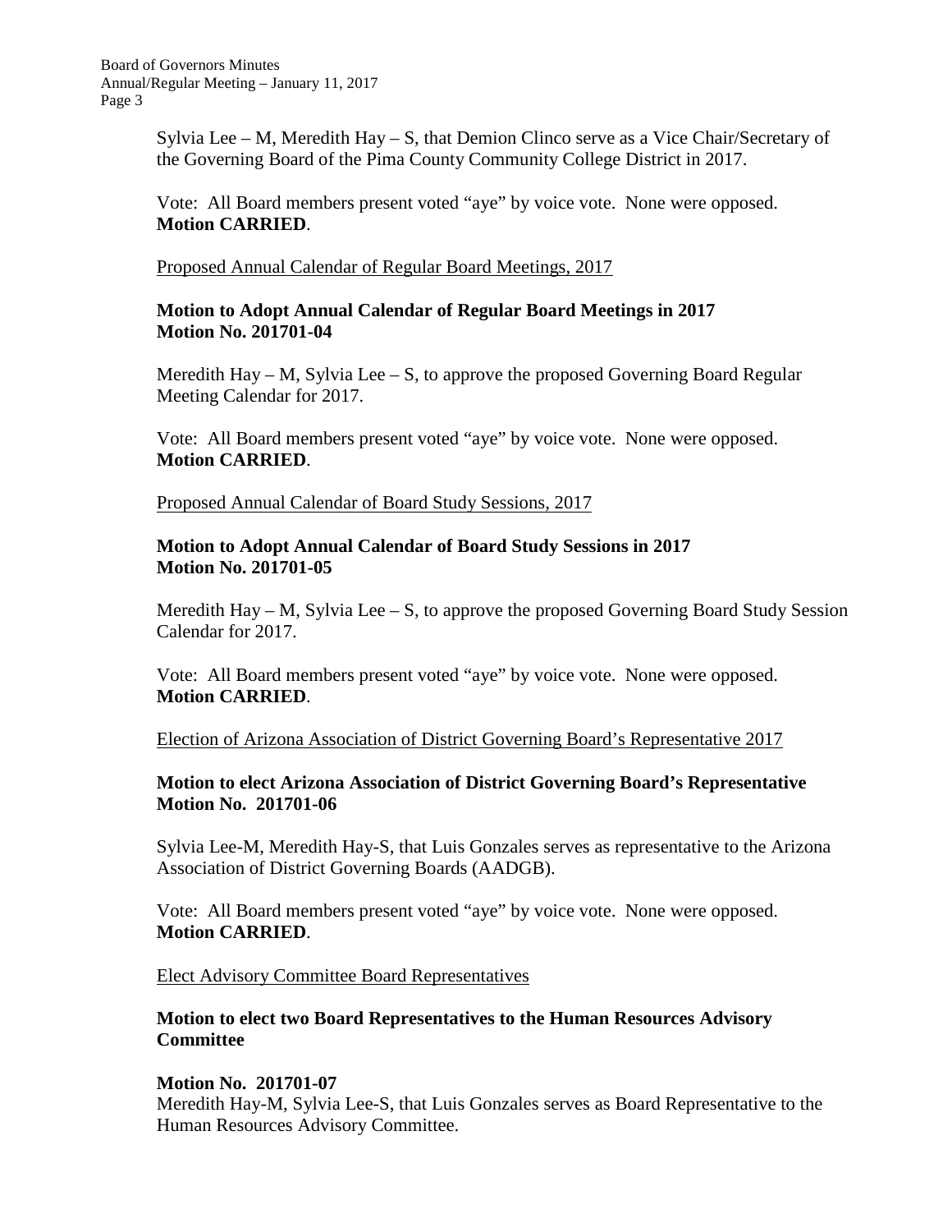Sylvia Lee – M, Meredith Hay – S, that Demion Clinco serve as a Vice Chair/Secretary of the Governing Board of the Pima County Community College District in 2017.

Vote: All Board members present voted "aye" by voice vote. None were opposed.
**Motion CARRIED**.

Proposed Annual Calendar of Regular Board Meetings, 2017

**Motion to Adopt Annual Calendar of Regular Board Meetings in 2017**
**Motion No. 201701-04**

Meredith Hay – M, Sylvia Lee – S, to approve the proposed Governing Board Regular Meeting Calendar for 2017.

Vote: All Board members present voted "aye" by voice vote. None were opposed.
**Motion CARRIED**.

Proposed Annual Calendar of Board Study Sessions, 2017

**Motion to Adopt Annual Calendar of Board Study Sessions in 2017**
**Motion No. 201701-05**

Meredith Hay – M, Sylvia Lee – S, to approve the proposed Governing Board Study Session Calendar for 2017.

Vote: All Board members present voted "aye" by voice vote. None were opposed.
**Motion CARRIED**.

Election of Arizona Association of District Governing Board's Representative 2017

**Motion to elect Arizona Association of District Governing Board's Representative**
**Motion No. 201701-06**

Sylvia Lee-M, Meredith Hay-S, that Luis Gonzales serves as representative to the Arizona Association of District Governing Boards (AADGB).

Vote: All Board members present voted "aye" by voice vote. None were opposed.
**Motion CARRIED**.

Elect Advisory Committee Board Representatives

**Motion to elect two Board Representatives to the Human Resources Advisory Committee**

**Motion No. 201701-07**
Meredith Hay-M, Sylvia Lee-S, that Luis Gonzales serves as Board Representative to the Human Resources Advisory Committee.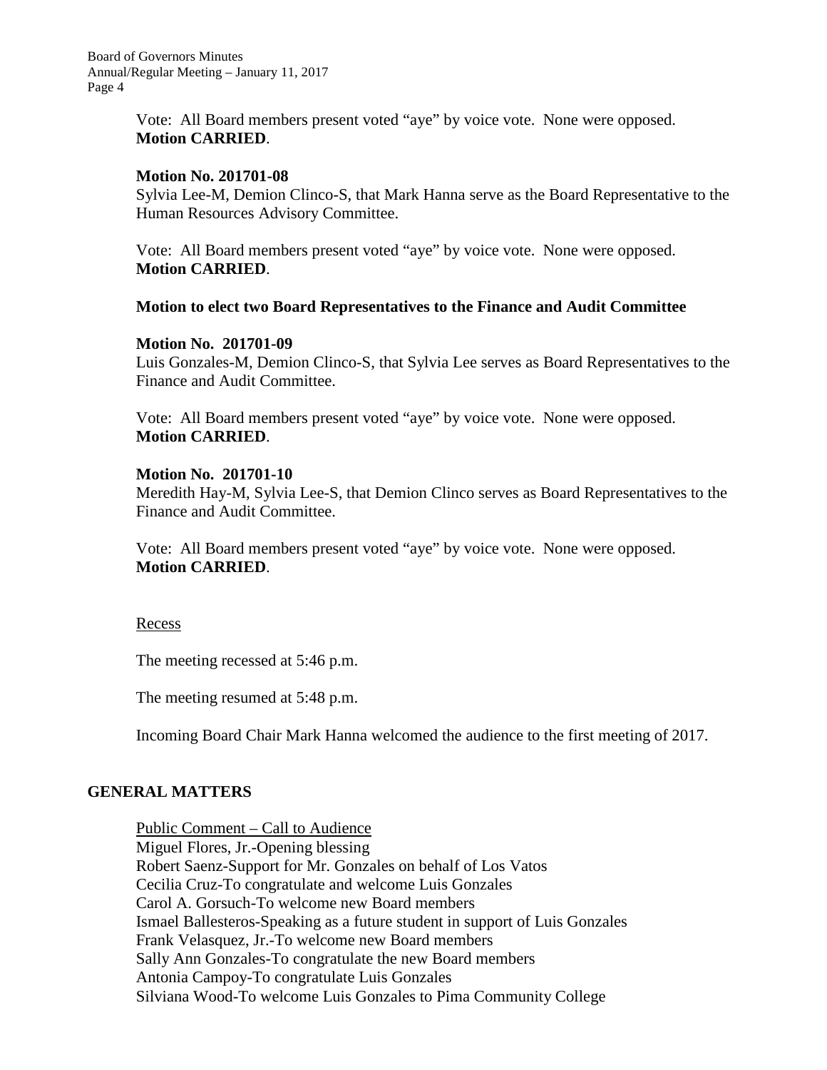Vote: All Board members present voted "aye" by voice vote. None were opposed.
**Motion CARRIED**.

**Motion No. 201701-08**
Sylvia Lee-M, Demion Clinco-S, that Mark Hanna serve as the Board Representative to the Human Resources Advisory Committee.

Vote: All Board members present voted "aye" by voice vote. None were opposed.
**Motion CARRIED**.

**Motion to elect two Board Representatives to the Finance and Audit Committee**

**Motion No. 201701-09**
Luis Gonzales-M, Demion Clinco-S, that Sylvia Lee serves as Board Representatives to the Finance and Audit Committee.

Vote: All Board members present voted "aye" by voice vote. None were opposed.
**Motion CARRIED**.

**Motion No. 201701-10**
Meredith Hay-M, Sylvia Lee-S, that Demion Clinco serves as Board Representatives to the Finance and Audit Committee.

Vote: All Board members present voted "aye" by voice vote. None were opposed.
**Motion CARRIED**.

Recess

The meeting recessed at 5:46 p.m.

The meeting resumed at 5:48 p.m.

Incoming Board Chair Mark Hanna welcomed the audience to the first meeting of 2017.

## GENERAL MATTERS

Public Comment – Call to Audience
Miguel Flores, Jr.-Opening blessing
Robert Saenz-Support for Mr. Gonzales on behalf of Los Vatos
Cecilia Cruz-To congratulate and welcome Luis Gonzales
Carol A. Gorsuch-To welcome new Board members
Ismael Ballesteros-Speaking as a future student in support of Luis Gonzales
Frank Velasquez, Jr.-To welcome new Board members
Sally Ann Gonzales-To congratulate the new Board members
Antonia Campoy-To congratulate Luis Gonzales
Silviana Wood-To welcome Luis Gonzales to Pima Community College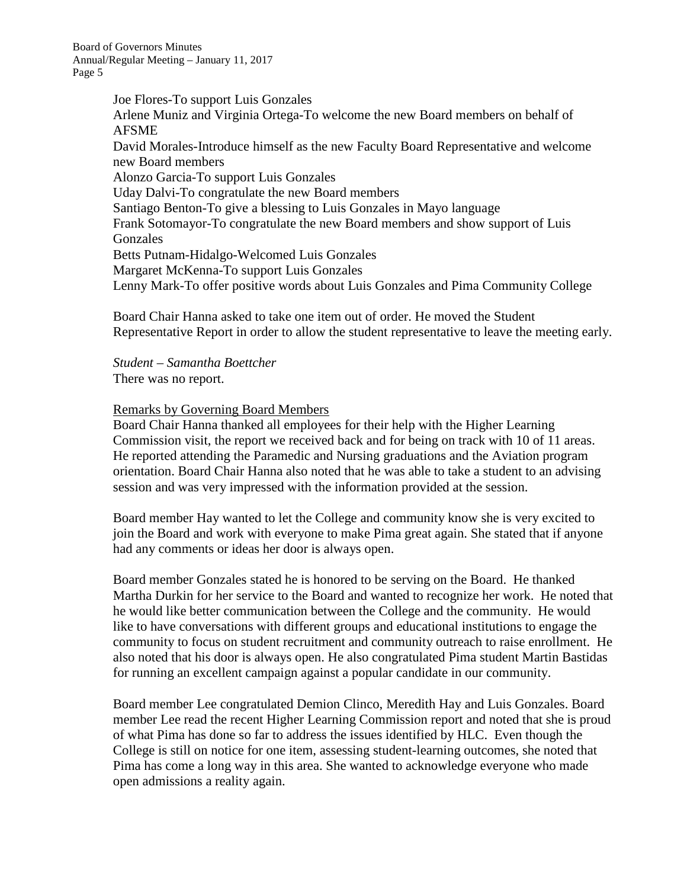Joe Flores-To support Luis Gonzales
Arlene Muniz and Virginia Ortega-To welcome the new Board members on behalf of AFSME
David Morales-Introduce himself as the new Faculty Board Representative and welcome new Board members
Alonzo Garcia-To support Luis Gonzales
Uday Dalvi-To congratulate the new Board members
Santiago Benton-To give a blessing to Luis Gonzales in Mayo language
Frank Sotomayor-To congratulate the new Board members and show support of Luis Gonzales
Betts Putnam-Hidalgo-Welcomed Luis Gonzales
Margaret McKenna-To support Luis Gonzales
Lenny Mark-To offer positive words about Luis Gonzales and Pima Community College

Board Chair Hanna asked to take one item out of order. He moved the Student Representative Report in order to allow the student representative to leave the meeting early.

*Student – Samantha Boettcher*
There was no report.

Remarks by Governing Board Members

Board Chair Hanna thanked all employees for their help with the Higher Learning Commission visit, the report we received back and for being on track with 10 of 11 areas. He reported attending the Paramedic and Nursing graduations and the Aviation program orientation. Board Chair Hanna also noted that he was able to take a student to an advising session and was very impressed with the information provided at the session.

Board member Hay wanted to let the College and community know she is very excited to join the Board and work with everyone to make Pima great again. She stated that if anyone had any comments or ideas her door is always open.

Board member Gonzales stated he is honored to be serving on the Board. He thanked Martha Durkin for her service to the Board and wanted to recognize her work. He noted that he would like better communication between the College and the community. He would like to have conversations with different groups and educational institutions to engage the community to focus on student recruitment and community outreach to raise enrollment. He also noted that his door is always open. He also congratulated Pima student Martin Bastidas for running an excellent campaign against a popular candidate in our community.

Board member Lee congratulated Demion Clinco, Meredith Hay and Luis Gonzales. Board member Lee read the recent Higher Learning Commission report and noted that she is proud of what Pima has done so far to address the issues identified by HLC. Even though the College is still on notice for one item, assessing student-learning outcomes, she noted that Pima has come a long way in this area. She wanted to acknowledge everyone who made open admissions a reality again.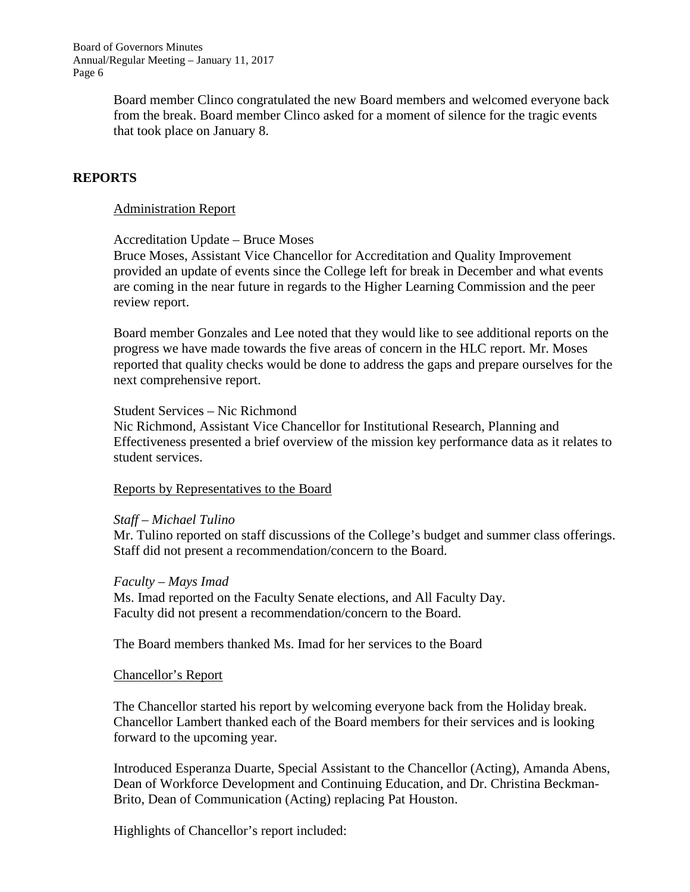Board member Clinco congratulated the new Board members and welcomed everyone back from the break. Board member Clinco asked for a moment of silence for the tragic events that took place on January 8.

## REPORTS

Administration Report

Accreditation Update – Bruce Moses
Bruce Moses, Assistant Vice Chancellor for Accreditation and Quality Improvement provided an update of events since the College left for break in December and what events are coming in the near future in regards to the Higher Learning Commission and the peer review report.

Board member Gonzales and Lee noted that they would like to see additional reports on the progress we have made towards the five areas of concern in the HLC report. Mr. Moses reported that quality checks would be done to address the gaps and prepare ourselves for the next comprehensive report.

Student Services – Nic Richmond
Nic Richmond, Assistant Vice Chancellor for Institutional Research, Planning and Effectiveness presented a brief overview of the mission key performance data as it relates to student services.

Reports by Representatives to the Board

*Staff – Michael Tulino*
Mr. Tulino reported on staff discussions of the College's budget and summer class offerings. Staff did not present a recommendation/concern to the Board.

*Faculty – Mays Imad*
Ms. Imad reported on the Faculty Senate elections, and All Faculty Day.
Faculty did not present a recommendation/concern to the Board.

The Board members thanked Ms. Imad for her services to the Board

Chancellor's Report

The Chancellor started his report by welcoming everyone back from the Holiday break. Chancellor Lambert thanked each of the Board members for their services and is looking forward to the upcoming year.

Introduced Esperanza Duarte, Special Assistant to the Chancellor (Acting), Amanda Abens, Dean of Workforce Development and Continuing Education, and Dr. Christina Beckman-Brito, Dean of Communication (Acting) replacing Pat Houston.

Highlights of Chancellor's report included: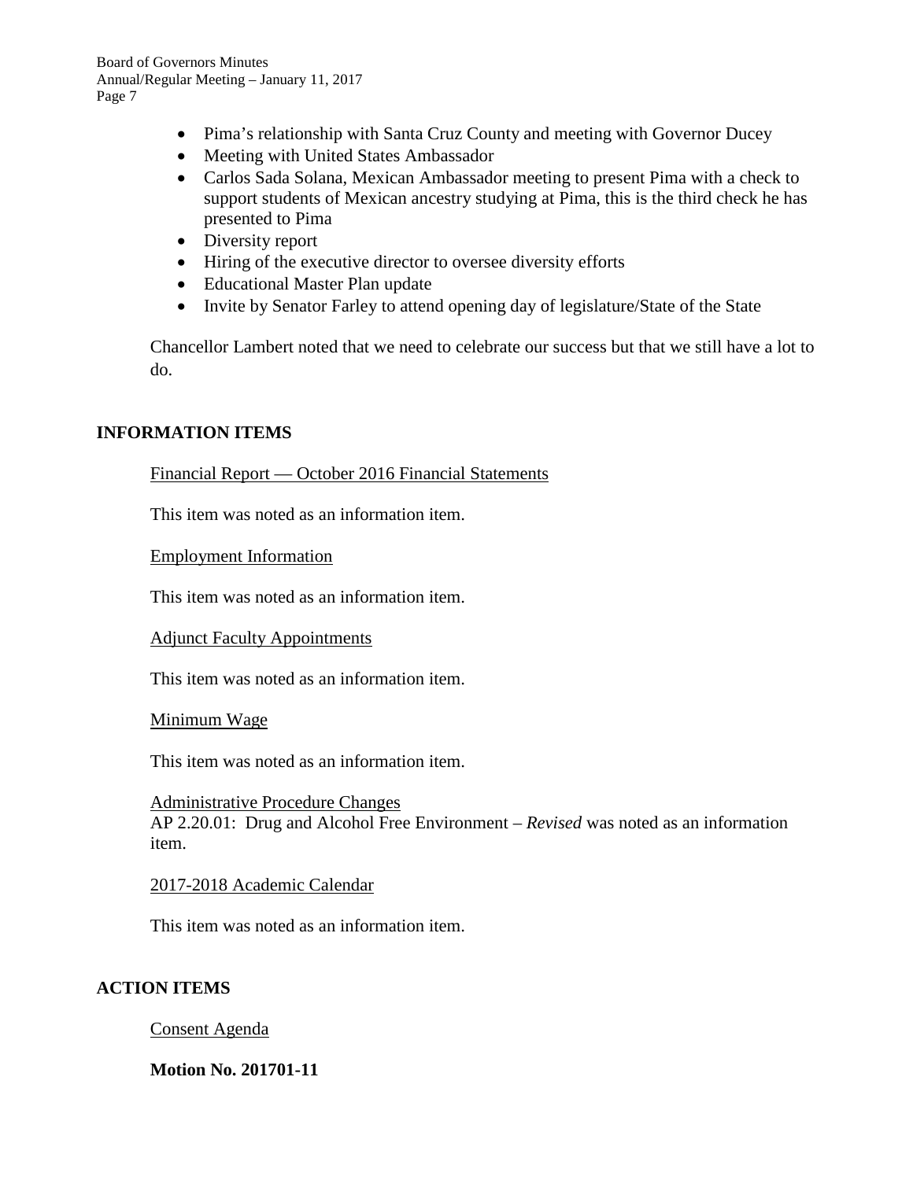- Pima's relationship with Santa Cruz County and meeting with Governor Ducey
- Meeting with United States Ambassador
- Carlos Sada Solana, Mexican Ambassador meeting to present Pima with a check to support students of Mexican ancestry studying at Pima, this is the third check he has presented to Pima
- Diversity report
- Hiring of the executive director to oversee diversity efforts
- Educational Master Plan update
- Invite by Senator Farley to attend opening day of legislature/State of the State

Chancellor Lambert noted that we need to celebrate our success but that we still have a lot to do.

## INFORMATION ITEMS

Financial Report — October 2016 Financial Statements

This item was noted as an information item.

Employment Information

This item was noted as an information item.

Adjunct Faculty Appointments

This item was noted as an information item.

Minimum Wage

This item was noted as an information item.

Administrative Procedure Changes
AP 2.20.01: Drug and Alcohol Free Environment – *Revised* was noted as an information item.

2017-2018 Academic Calendar

This item was noted as an information item.

## ACTION ITEMS

Consent Agenda

**Motion No. 201701-11**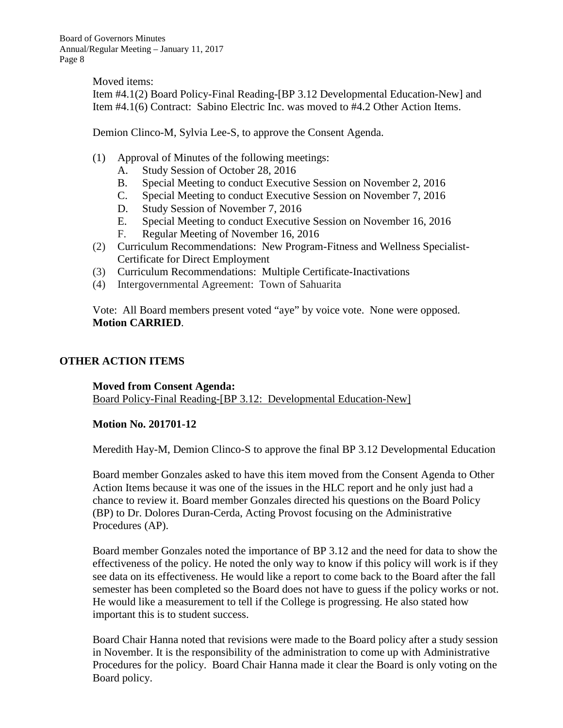Moved items:
Item #4.1(2) Board Policy-Final Reading-[BP 3.12 Developmental Education-New] and Item #4.1(6) Contract: Sabino Electric Inc. was moved to #4.2 Other Action Items.

Demion Clinco-M, Sylvia Lee-S, to approve the Consent Agenda.

(1) Approval of Minutes of the following meetings:
   A. Study Session of October 28, 2016
   B. Special Meeting to conduct Executive Session on November 2, 2016
   C. Special Meeting to conduct Executive Session on November 7, 2016
   D. Study Session of November 7, 2016
   E. Special Meeting to conduct Executive Session on November 16, 2016
   F. Regular Meeting of November 16, 2016
(2) Curriculum Recommendations: New Program-Fitness and Wellness Specialist-Certificate for Direct Employment
(3) Curriculum Recommendations: Multiple Certificate-Inactivations
(4) Intergovernmental Agreement: Town of Sahuarita

Vote: All Board members present voted "aye" by voice vote. None were opposed. **Motion CARRIED**.

## OTHER ACTION ITEMS

**Moved from Consent Agenda:**
Board Policy-Final Reading-[BP 3.12: Developmental Education-New]

**Motion No. 201701-12**

Meredith Hay-M, Demion Clinco-S to approve the final BP 3.12 Developmental Education

Board member Gonzales asked to have this item moved from the Consent Agenda to Other Action Items because it was one of the issues in the HLC report and he only just had a chance to review it. Board member Gonzales directed his questions on the Board Policy (BP) to Dr. Dolores Duran-Cerda, Acting Provost focusing on the Administrative Procedures (AP).

Board member Gonzales noted the importance of BP 3.12 and the need for data to show the effectiveness of the policy. He noted the only way to know if this policy will work is if they see data on its effectiveness. He would like a report to come back to the Board after the fall semester has been completed so the Board does not have to guess if the policy works or not. He would like a measurement to tell if the College is progressing. He also stated how important this is to student success.

Board Chair Hanna noted that revisions were made to the Board policy after a study session in November. It is the responsibility of the administration to come up with Administrative Procedures for the policy. Board Chair Hanna made it clear the Board is only voting on the Board policy.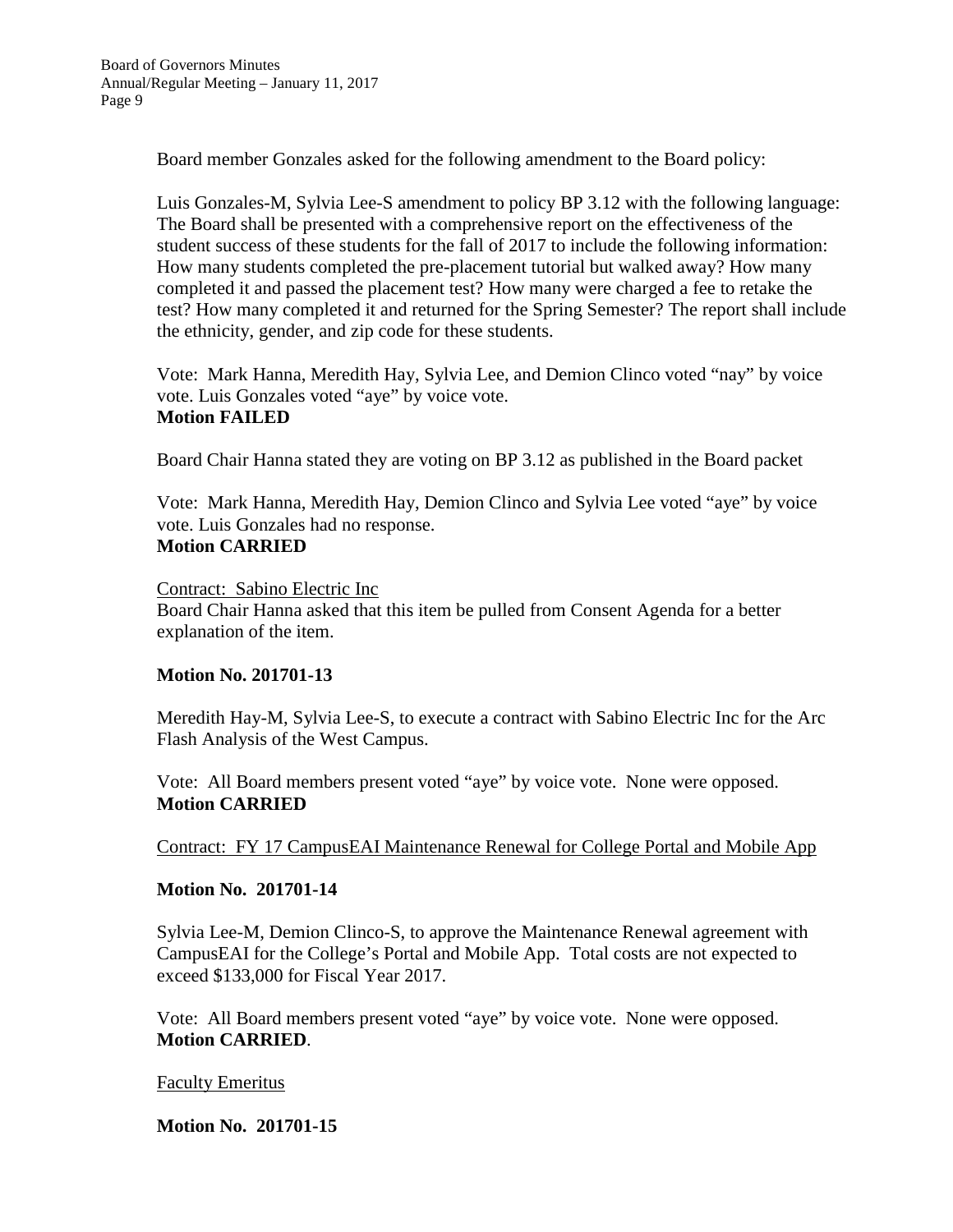Board member Gonzales asked for the following amendment to the Board policy:

Luis Gonzales-M, Sylvia Lee-S amendment to policy BP 3.12 with the following language: The Board shall be presented with a comprehensive report on the effectiveness of the student success of these students for the fall of 2017 to include the following information: How many students completed the pre-placement tutorial but walked away? How many completed it and passed the placement test? How many were charged a fee to retake the test? How many completed it and returned for the Spring Semester? The report shall include the ethnicity, gender, and zip code for these students.

Vote: Mark Hanna, Meredith Hay, Sylvia Lee, and Demion Clinco voted "nay" by voice vote. Luis Gonzales voted "aye" by voice vote.
**Motion FAILED**

Board Chair Hanna stated they are voting on BP 3.12 as published in the Board packet

Vote: Mark Hanna, Meredith Hay, Demion Clinco and Sylvia Lee voted "aye" by voice vote. Luis Gonzales had no response.
**Motion CARRIED**

Contract: Sabino Electric Inc

Board Chair Hanna asked that this item be pulled from Consent Agenda for a better explanation of the item.

**Motion No. 201701-13**

Meredith Hay-M, Sylvia Lee-S, to execute a contract with Sabino Electric Inc for the Arc Flash Analysis of the West Campus.

Vote: All Board members present voted "aye" by voice vote. None were opposed.
**Motion CARRIED**

Contract: FY 17 CampusEAI Maintenance Renewal for College Portal and Mobile App

**Motion No. 201701-14**

Sylvia Lee-M, Demion Clinco-S, to approve the Maintenance Renewal agreement with CampusEAI for the College's Portal and Mobile App. Total costs are not expected to exceed $133,000 for Fiscal Year 2017.

Vote: All Board members present voted "aye" by voice vote. None were opposed.
**Motion CARRIED**.

Faculty Emeritus

**Motion No. 201701-15**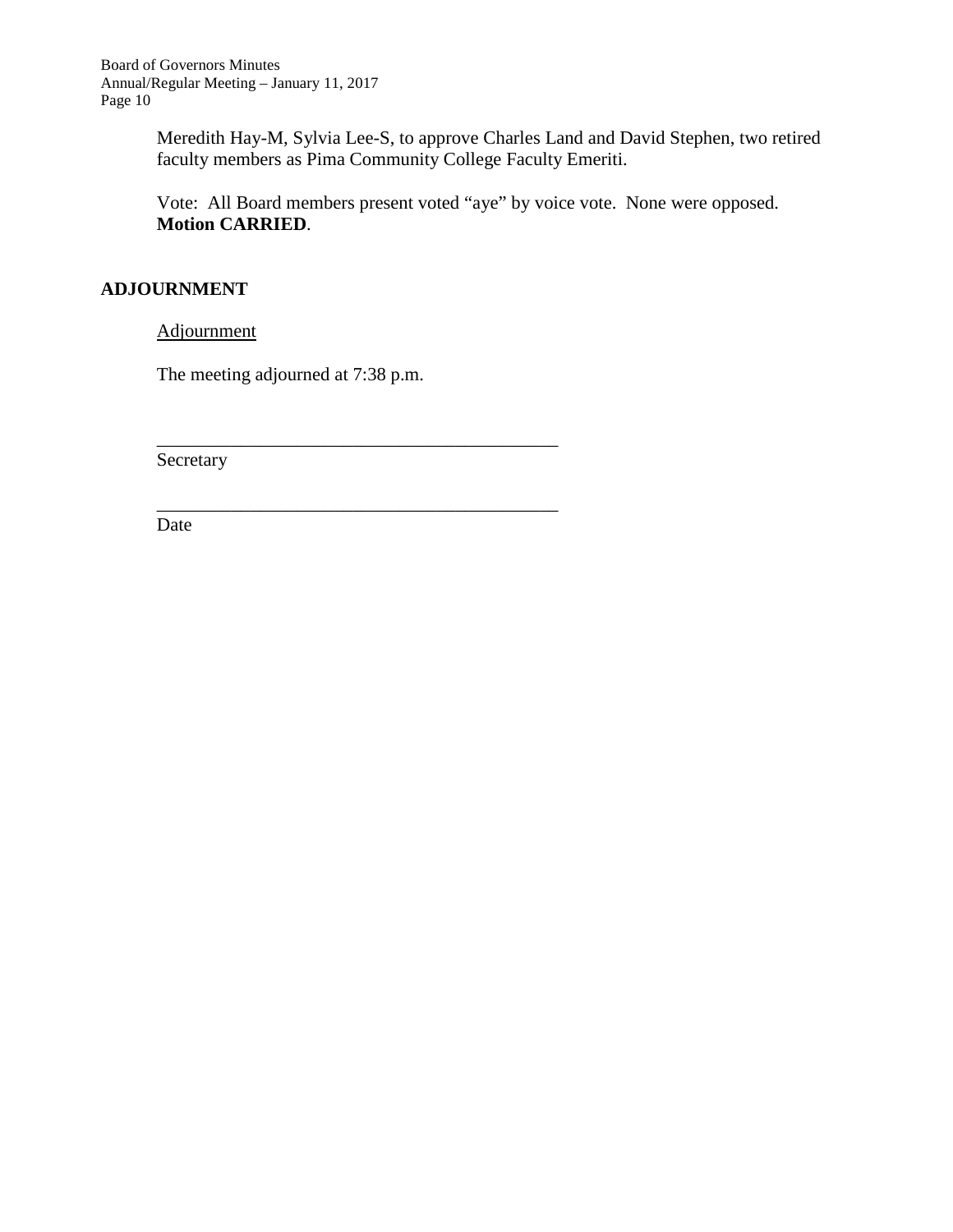Meredith Hay-M, Sylvia Lee-S, to approve Charles Land and David Stephen, two retired faculty members as Pima Community College Faculty Emeriti.

Vote: All Board members present voted "aye" by voice vote. None were opposed. **Motion CARRIED**.

## ADJOURNMENT

Adjournment

The meeting adjourned at 7:38 p.m.

\_\_\_\_\_\_\_\_\_\_\_\_\_\_\_\_\_\_\_\_\_\_\_\_\_\_\_\_\_\_\_\_\_\_\_\_\_\_\_\_\_\_\_\_

Secretary

\_\_\_\_\_\_\_\_\_\_\_\_\_\_\_\_\_\_\_\_\_\_\_\_\_\_\_\_\_\_\_\_\_\_\_\_\_\_\_\_\_\_\_\_

Date